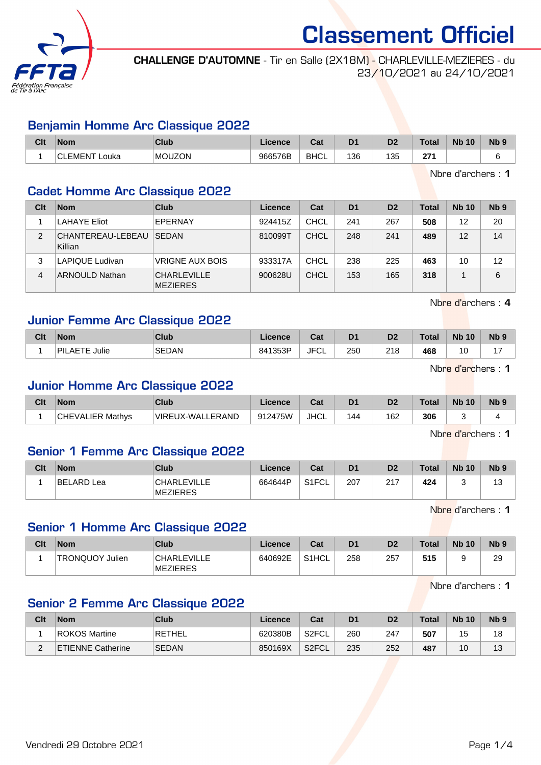# Classement Officiel

**CHALLENGE D'AUTOMNE** - Tir en Salle (2X18M) - CHARLEVILLE-MEZIERES - du 23/10/2021 au 24/10/2021

## Benjamin Homme Arc Classique 2022

| Clt | Nom | Club | Licence | Cat | D1 | D2 | Total | Nb 10 | Nb 9 |
|---|---|---|---|---|---|---|---|---|---|
| 1 | CLEMENT Louka | MOUZON | 966576B | BHCL | 136 | 135 | **271** | | 6 |

Nbre d'archers : **1**

## Cadet Homme Arc Classique 2022

| Clt | Nom | Club | Licence | Cat | D1 | D2 | Total | Nb 10 | Nb 9 |
|---|---|---|---|---|---|---|---|---|---|
| 1 | LAHAYE Eliot | EPERNAY | 924415Z | CHCL | 241 | 267 | **508** | 12 | 20 |
| 2 | CHANTEREAU-LEBEAU Killian | SEDAN | 810099T | CHCL | 248 | 241 | **489** | 12 | 14 |
| 3 | LAPIQUE Ludivan | VRIGNE AUX BOIS | 933317A | CHCL | 238 | 225 | **463** | 10 | 12 |
| 4 | ARNOULD Nathan | CHARLEVILLE MEZIERES | 900628U | CHCL | 153 | 165 | **318** | 1 | 6 |

Nbre d'archers : **4**

## Junior Femme Arc Classique 2022

| Clt | Nom | Club | Licence | Cat | D1 | D2 | Total | Nb 10 | Nb 9 |
|---|---|---|---|---|---|---|---|---|---|
| 1 | PILAETE Julie | SEDAN | 841353P | JFCL | 250 | 218 | **468** | 10 | 17 |

Nbre d'archers : **1**

## Junior Homme Arc Classique 2022

| Clt | Nom | Club | Licence | Cat | D1 | D2 | Total | Nb 10 | Nb 9 |
|---|---|---|---|---|---|---|---|---|---|
| 1 | CHEVALIER Mathys | VIREUX-WALLERAND | 912475W | JHCL | 144 | 162 | **306** | 3 | 4 |

Nbre d'archers : **1**

## Senior 1 Femme Arc Classique 2022

| Clt | Nom | Club | Licence | Cat | D1 | D2 | Total | Nb 10 | Nb 9 |
|---|---|---|---|---|---|---|---|---|---|
| 1 | BELARD Lea | CHARLEVILLE MEZIERES | 664644P | S1FCL | 207 | 217 | **424** | 3 | 13 |

Nbre d'archers : **1**

## Senior 1 Homme Arc Classique 2022

| Clt | Nom | Club | Licence | Cat | D1 | D2 | Total | Nb 10 | Nb 9 |
|---|---|---|---|---|---|---|---|---|---|
| 1 | TRONQUOY Julien | CHARLEVILLE MEZIERES | 640692E | S1HCL | 258 | 257 | **515** | 9 | 29 |

Nbre d'archers : **1**

## Senior 2 Femme Arc Classique 2022

| Clt | Nom | Club | Licence | Cat | D1 | D2 | Total | Nb 10 | Nb 9 |
|---|---|---|---|---|---|---|---|---|---|
| 1 | ROKOS Martine | RETHEL | 620380B | S2FCL | 260 | 247 | **507** | 15 | 18 |
| 2 | ETIENNE Catherine | SEDAN | 850169X | S2FCL | 235 | 252 | **487** | 10 | 13 |

Vendredi 29 Octobre 2021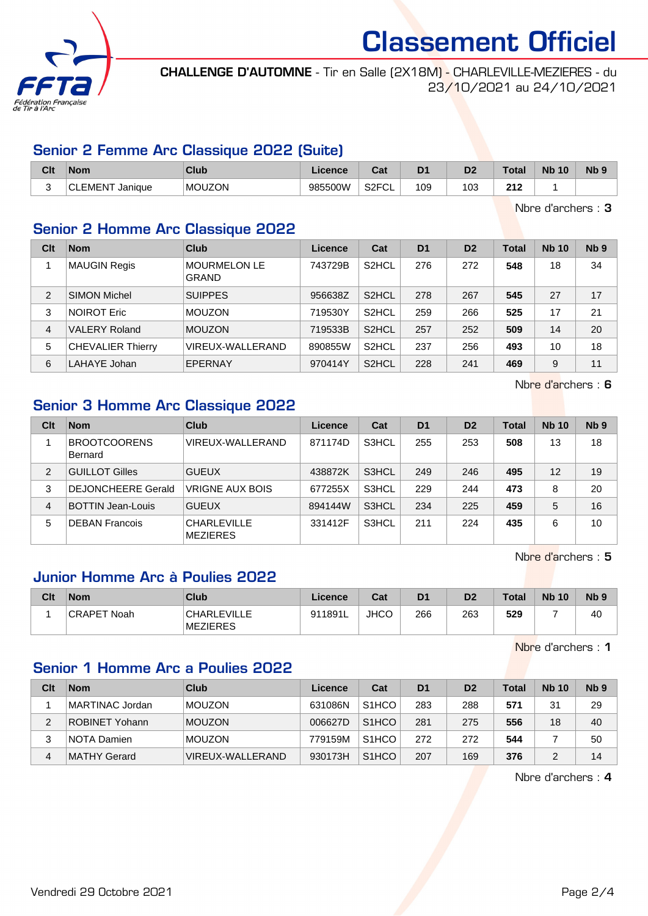# Classement Officiel

**CHALLENGE D'AUTOMNE** - Tir en Salle (2X18M) - CHARLEVILLE-MEZIERES - du 23/10/2021 au 24/10/2021

## Senior 2 Femme Arc Classique 2022 (Suite)

| Clt | Nom | Club | Licence | Cat | D1 | D2 | Total | Nb 10 | Nb 9 |
|---|---|---|---|---|---|---|---|---|---|
| 3 | CLEMENT Janique | MOUZON | 985500W | S2FCL | 109 | 103 | **212** | 1 | |

Nbre d'archers : **3**

## Senior 2 Homme Arc Classique 2022

| Clt | Nom | Club | Licence | Cat | D1 | D2 | Total | Nb 10 | Nb 9 |
|---|---|---|---|---|---|---|---|---|---|
| 1 | MAUGIN Regis | MOURMELON LE GRAND | 743729B | S2HCL | 276 | 272 | **548** | 18 | 34 |
| 2 | SIMON Michel | SUIPPES | 956638Z | S2HCL | 278 | 267 | **545** | 27 | 17 |
| 3 | NOIROT Eric | MOUZON | 719530Y | S2HCL | 259 | 266 | **525** | 17 | 21 |
| 4 | VALERY Roland | MOUZON | 719533B | S2HCL | 257 | 252 | **509** | 14 | 20 |
| 5 | CHEVALIER Thierry | VIREUX-WALLERAND | 890855W | S2HCL | 237 | 256 | **493** | 10 | 18 |
| 6 | LAHAYE Johan | EPERNAY | 970414Y | S2HCL | 228 | 241 | **469** | 9 | 11 |

Nbre d'archers : **6**

## Senior 3 Homme Arc Classique 2022

| Clt | Nom | Club | Licence | Cat | D1 | D2 | Total | Nb 10 | Nb 9 |
|---|---|---|---|---|---|---|---|---|---|
| 1 | BROOTCOORENS Bernard | VIREUX-WALLERAND | 871174D | S3HCL | 255 | 253 | **508** | 13 | 18 |
| 2 | GUILLOT Gilles | GUEUX | 438872K | S3HCL | 249 | 246 | **495** | 12 | 19 |
| 3 | DEJONCHEERE Gerald | VRIGNE AUX BOIS | 677255X | S3HCL | 229 | 244 | **473** | 8 | 20 |
| 4 | BOTTIN Jean-Louis | GUEUX | 894144W | S3HCL | 234 | 225 | **459** | 5 | 16 |
| 5 | DEBAN Francois | CHARLEVILLE MEZIERES | 331412F | S3HCL | 211 | 224 | **435** | 6 | 10 |

Nbre d'archers : **5**

## Junior Homme Arc à Poulies 2022

| Clt | Nom | Club | Licence | Cat | D1 | D2 | Total | Nb 10 | Nb 9 |
|---|---|---|---|---|---|---|---|---|---|
| 1 | CRAPET Noah | CHARLEVILLE MEZIERES | 911891L | JHCO | 266 | 263 | **529** | 7 | 40 |

Nbre d'archers : **1**

## Senior 1 Homme Arc a Poulies 2022

| Clt | Nom | Club | Licence | Cat | D1 | D2 | Total | Nb 10 | Nb 9 |
|---|---|---|---|---|---|---|---|---|---|
| 1 | MARTINAC Jordan | MOUZON | 631086N | S1HCO | 283 | 288 | **571** | 31 | 29 |
| 2 | ROBINET Yohann | MOUZON | 006627D | S1HCO | 281 | 275 | **556** | 18 | 40 |
| 3 | NOTA Damien | MOUZON | 779159M | S1HCO | 272 | 272 | **544** | 7 | 50 |
| 4 | MATHY Gerard | VIREUX-WALLERAND | 930173H | S1HCO | 207 | 169 | **376** | 2 | 14 |

Nbre d'archers : **4**

Vendredi 29 Octobre 2021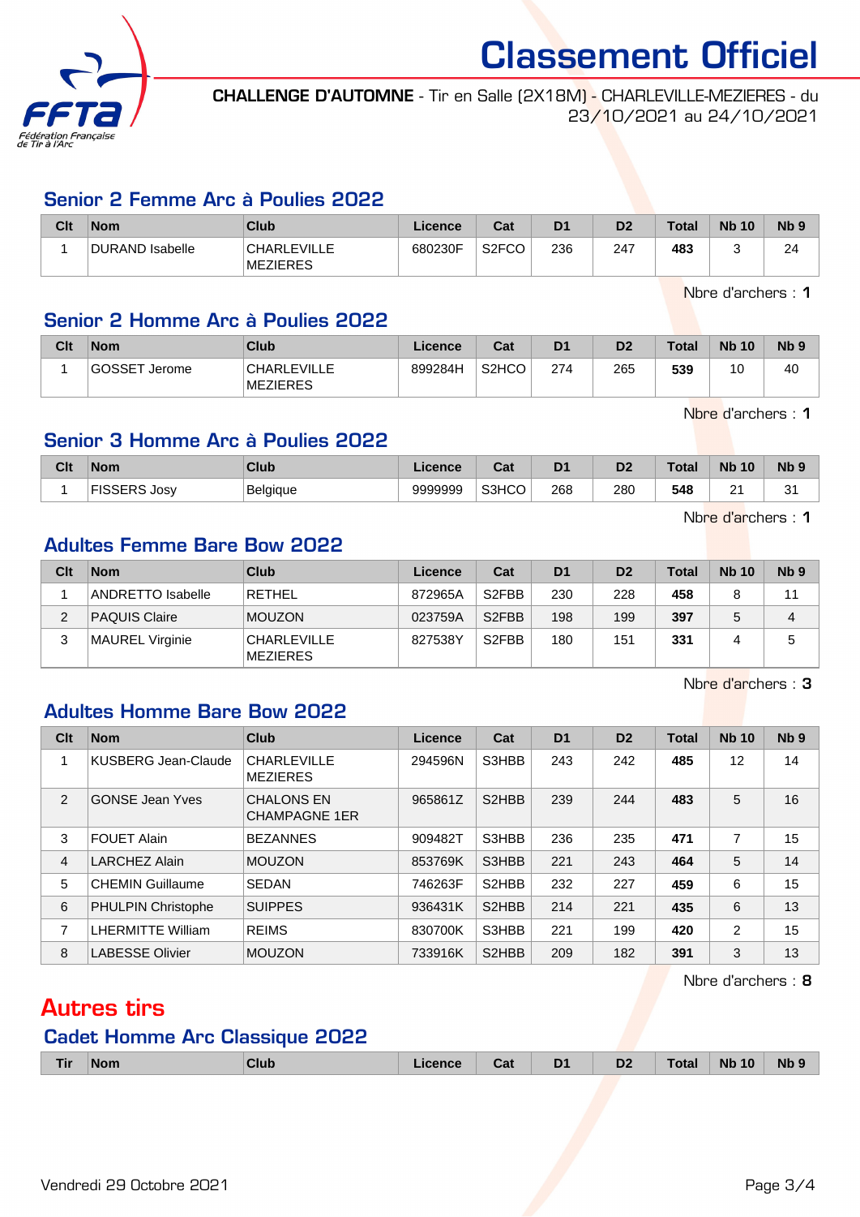# Classement Officiel

**CHALLENGE D'AUTOMNE** - Tir en Salle (2X18M) - CHARLEVILLE-MEZIERES - du 23/10/2021 au 24/10/2021

## Senior 2 Femme Arc à Poulies 2022

| Clt | Nom | Club | Licence | Cat | D1 | D2 | Total | Nb 10 | Nb 9 |
|---|---|---|---|---|---|---|---|---|---|
| 1 | DURAND Isabelle | CHARLEVILLE MEZIERES | 680230F | S2FCO | 236 | 247 | **483** | 3 | 24 |

Nbre d'archers : **1**

## Senior 2 Homme Arc à Poulies 2022

| Clt | Nom | Club | Licence | Cat | D1 | D2 | Total | Nb 10 | Nb 9 |
|---|---|---|---|---|---|---|---|---|---|
| 1 | GOSSET Jerome | CHARLEVILLE MEZIERES | 899284H | S2HCO | 274 | 265 | **539** | 10 | 40 |

Nbre d'archers : **1**

## Senior 3 Homme Arc à Poulies 2022

| Clt | Nom | Club | Licence | Cat | D1 | D2 | Total | Nb 10 | Nb 9 |
|---|---|---|---|---|---|---|---|---|---|
| 1 | FISSERS Josy | Belgique | 9999999 | S3HCO | 268 | 280 | **548** | 21 | 31 |

Nbre d'archers : **1**

## Adultes Femme Bare Bow 2022

| Clt | Nom | Club | Licence | Cat | D1 | D2 | Total | Nb 10 | Nb 9 |
|---|---|---|---|---|---|---|---|---|---|
| 1 | ANDRETTO Isabelle | RETHEL | 872965A | S2FBB | 230 | 228 | **458** | 8 | 11 |
| 2 | PAQUIS Claire | MOUZON | 023759A | S2FBB | 198 | 199 | **397** | 5 | 4 |
| 3 | MAUREL Virginie | CHARLEVILLE MEZIERES | 827538Y | S2FBB | 180 | 151 | **331** | 4 | 5 |

Nbre d'archers : **3**

## Adultes Homme Bare Bow 2022

| Clt | Nom | Club | Licence | Cat | D1 | D2 | Total | Nb 10 | Nb 9 |
|---|---|---|---|---|---|---|---|---|---|
| 1 | KUSBERG Jean-Claude | CHARLEVILLE MEZIERES | 294596N | S3HBB | 243 | 242 | **485** | 12 | 14 |
| 2 | GONSE Jean Yves | CHALONS EN CHAMPAGNE 1ER | 965861Z | S2HBB | 239 | 244 | **483** | 5 | 16 |
| 3 | FOUET Alain | BEZANNES | 909482T | S3HBB | 236 | 235 | **471** | 7 | 15 |
| 4 | LARCHEZ Alain | MOUZON | 853769K | S3HBB | 221 | 243 | **464** | 5 | 14 |
| 5 | CHEMIN Guillaume | SEDAN | 746263F | S2HBB | 232 | 227 | **459** | 6 | 15 |
| 6 | PHULPIN Christophe | SUIPPES | 936431K | S2HBB | 214 | 221 | **435** | 6 | 13 |
| 7 | LHERMITTE William | REIMS | 830700K | S3HBB | 221 | 199 | **420** | 2 | 15 |
| 8 | LABESSE Olivier | MOUZON | 733916K | S2HBB | 209 | 182 | **391** | 3 | 13 |

Nbre d'archers : **8**

# Autres tirs

## Cadet Homme Arc Classique 2022

| Tir | Nom | Club | Licence | Cat | D1 | D2 | Total | Nb 10 | Nb 9 |
|---|---|---|---|---|---|---|---|---|---|

Vendredi 29 Octobre 2021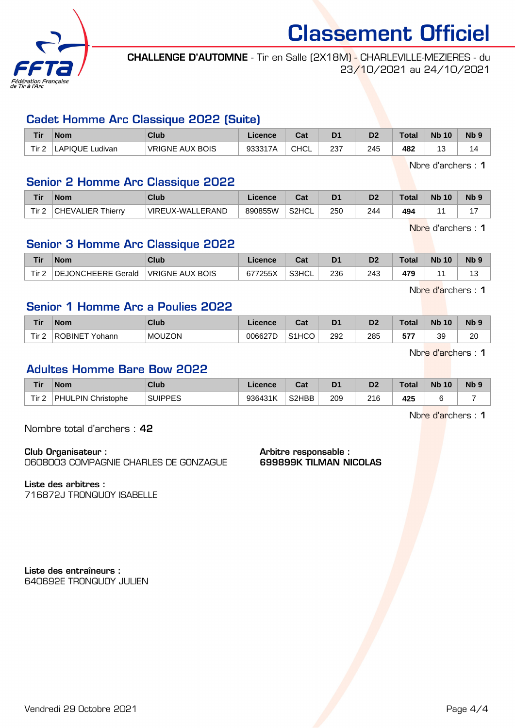# Classement Officiel

**CHALLENGE D'AUTOMNE** - Tir en Salle (2X18M) - CHARLEVILLE-MEZIERES - du 23/10/2021 au 24/10/2021

## Cadet Homme Arc Classique 2022 (Suite)

| Tir | Nom | Club | Licence | Cat | D1 | D2 | Total | Nb 10 | Nb 9 |
|---|---|---|---|---|---|---|---|---|---|
| Tir 2 | LAPIQUE Ludivan | VRIGNE AUX BOIS | 933317A | CHCL | 237 | 245 | **482** | 13 | 14 |

Nbre d'archers : **1**

## Senior 2 Homme Arc Classique 2022

| Tir | Nom | Club | Licence | Cat | D1 | D2 | Total | Nb 10 | Nb 9 |
|---|---|---|---|---|---|---|---|---|---|
| Tir 2 | CHEVALIER Thierry | VIREUX-WALLERAND | 890855W | S2HCL | 250 | 244 | **494** | 11 | 17 |

Nbre d'archers : **1**

## Senior 3 Homme Arc Classique 2022

| Tir | Nom | Club | Licence | Cat | D1 | D2 | Total | Nb 10 | Nb 9 |
|---|---|---|---|---|---|---|---|---|---|
| Tir 2 | DEJONCHEERE Gerald | VRIGNE AUX BOIS | 677255X | S3HCL | 236 | 243 | **479** | 11 | 13 |

Nbre d'archers : **1**

## Senior 1 Homme Arc a Poulies 2022

| Tir | Nom | Club | Licence | Cat | D1 | D2 | Total | Nb 10 | Nb 9 |
|---|---|---|---|---|---|---|---|---|---|
| Tir 2 | ROBINET Yohann | MOUZON | 006627D | S1HCO | 292 | 285 | **577** | 39 | 20 |

Nbre d'archers : **1**

## Adultes Homme Bare Bow 2022

| Tir | Nom | Club | Licence | Cat | D1 | D2 | Total | Nb 10 | Nb 9 |
|---|---|---|---|---|---|---|---|---|---|
| Tir 2 | PHULPIN Christophe | SUIPPES | 936431K | S2HBB | 209 | 216 | **425** | 6 | 7 |

Nbre d'archers : **1**

Nombre total d'archers : **42**

**Club Organisateur :**
0608003 COMPAGNIE CHARLES DE GONZAGUE

**Arbitre responsable :**
**699899K TILMAN NICOLAS**

**Liste des arbitres :**
716872J TRONQUOY ISABELLE

**Liste des entraîneurs :**
640692E TRONQUOY JULIEN

Vendredi 29 Octobre 2021